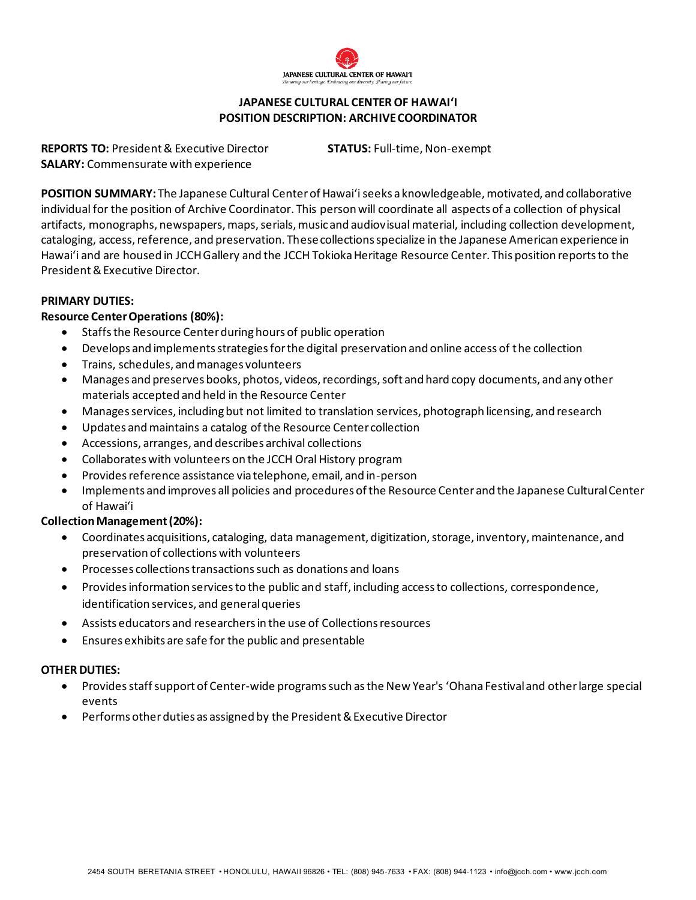JAPANESE CULTURAL CENTER OF HAWAIʻI
*Honoring our heritage. Embracing our diversity. Sharing our future.*

# JAPANESE CULTURAL CENTER OF HAWAIʻI
## POSITION DESCRIPTION: ARCHIVE COORDINATOR

**REPORTS TO:** President & Executive Director **STATUS:** Full-time, Non-exempt
**SALARY:** Commensurate with experience

**POSITION SUMMARY:** The Japanese Cultural Center of Hawaiʻi seeks a knowledgeable, motivated, and collaborative individual for the position of Archive Coordinator. This person will coordinate all aspects of a collection of physical artifacts, monographs, newspapers, maps, serials, music and audiovisual material, including collection development, cataloging, access, reference, and preservation. These collections specialize in the Japanese American experience in Hawaiʻi and are housed in JCCH Gallery and the JCCH Tokioka Heritage Resource Center. This position reports to the President & Executive Director.

**PRIMARY DUTIES:**

**Resource Center Operations (80%):**

- Staffs the Resource Center during hours of public operation
- Develops and implements strategies for the digital preservation and online access of the collection
- Trains, schedules, and manages volunteers
- Manages and preserves books, photos, videos, recordings, soft and hard copy documents, and any other materials accepted and held in the Resource Center
- Manages services, including but not limited to translation services, photograph licensing, and research
- Updates and maintains a catalog of the Resource Center collection
- Accessions, arranges, and describes archival collections
- Collaborates with volunteers on the JCCH Oral History program
- Provides reference assistance via telephone, email, and in-person
- Implements and improves all policies and procedures of the Resource Center and the Japanese Cultural Center of Hawaiʻi

**Collection Management (20%):**

- Coordinates acquisitions, cataloging, data management, digitization, storage, inventory, maintenance, and preservation of collections with volunteers
- Processes collections transactions such as donations and loans
- Provides information services to the public and staff, including access to collections, correspondence, identification services, and general queries
- Assists educators and researchers in the use of Collections resources
- Ensures exhibits are safe for the public and presentable

**OTHER DUTIES:**

- Provides staff support of Center-wide programs such as the New Year's ʻOhana Festival and other large special events
- Performs other duties as assigned by the President & Executive Director

2454 SOUTH BERETANIA STREET • HONOLULU, HAWAII 96826 • TEL: (808) 945-7633 • FAX: (808) 944-1123 • info@jcch.com • www.jcch.com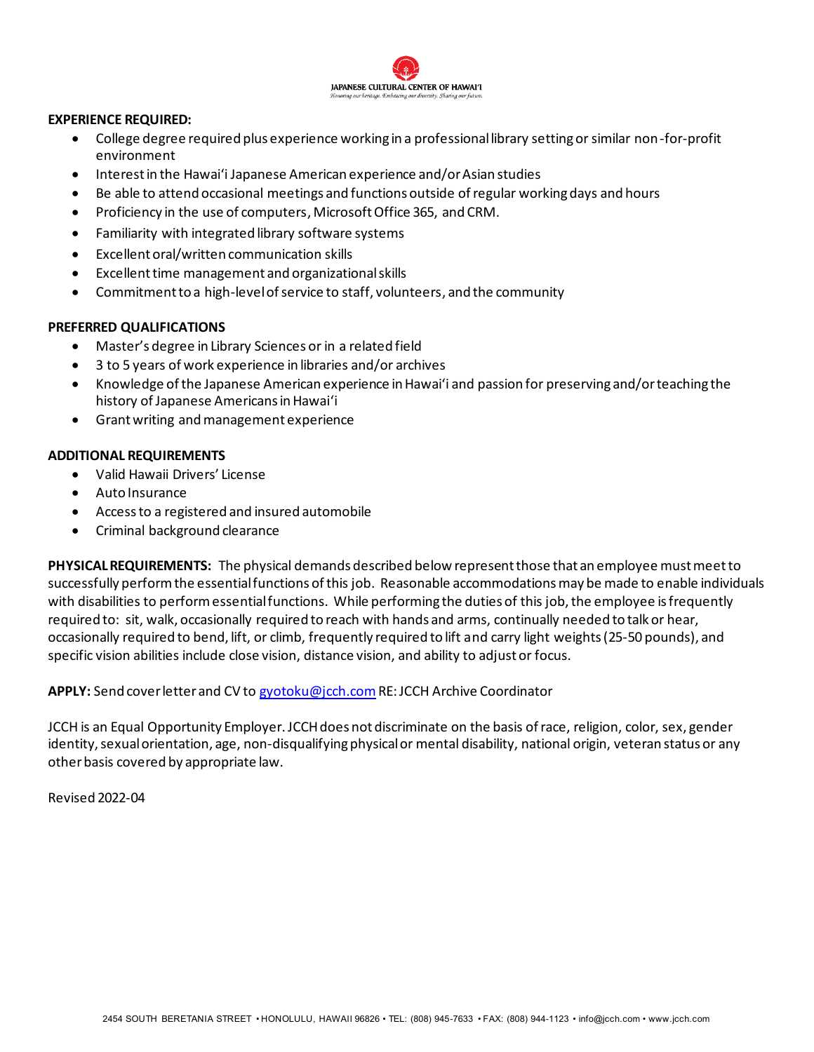**EXPERIENCE REQUIRED:**

- College degree required plus experience working in a professional library setting or similar non-for-profit environment
- Interest in the Hawaiʻi Japanese American experience and/or Asian studies
- Be able to attend occasional meetings and functions outside of regular working days and hours
- Proficiency in the use of computers, Microsoft Office 365, and CRM.
- Familiarity with integrated library software systems
- Excellent oral/written communication skills
- Excellent time management and organizational skills
- Commitment to a high-level of service to staff, volunteers, and the community

**PREFERRED QUALIFICATIONS**

- Master's degree in Library Sciences or in a related field
- 3 to 5 years of work experience in libraries and/or archives
- Knowledge of the Japanese American experience in Hawaiʻi and passion for preserving and/or teaching the history of Japanese Americans in Hawaiʻi
- Grant writing and management experience

**ADDITIONAL REQUIREMENTS**

- Valid Hawaii Drivers' License
- Auto Insurance
- Access to a registered and insured automobile
- Criminal background clearance

**PHYSICAL REQUIREMENTS:** The physical demands described below represent those that an employee must meet to successfully perform the essential functions of this job. Reasonable accommodations may be made to enable individuals with disabilities to perform essential functions. While performing the duties of this job, the employee is frequently required to: sit, walk, occasionally required to reach with hands and arms, continually needed to talk or hear, occasionally required to bend, lift, or climb, frequently required to lift and carry light weights (25-50 pounds), and specific vision abilities include close vision, distance vision, and ability to adjust or focus.

**APPLY:** Send cover letter and CV to gyotoku@jcch.com RE: JCCH Archive Coordinator

JCCH is an Equal Opportunity Employer. JCCH does not discriminate on the basis of race, religion, color, sex, gender identity, sexual orientation, age, non-disqualifying physical or mental disability, national origin, veteran status or any other basis covered by appropriate law.

Revised 2022-04